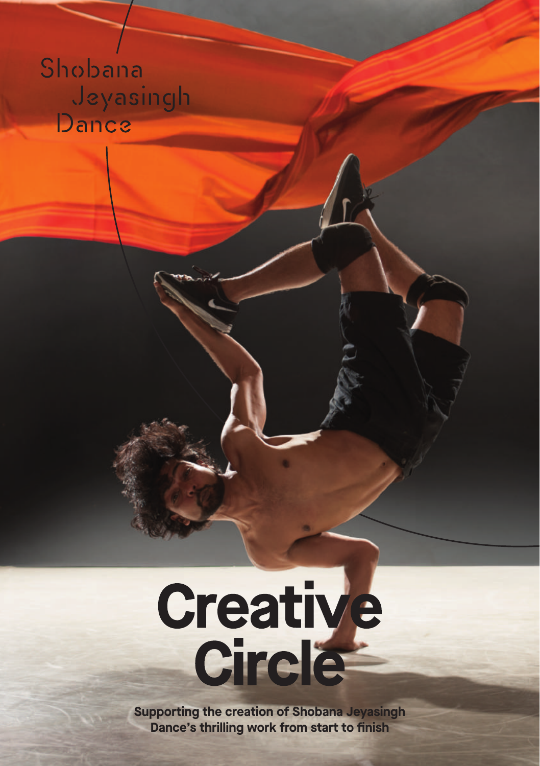Shobana Jeyasingh Dance

# Creative Circle

**Supporting the creation of Shobana Jeyasingh Dance's thrilling work from start to finish**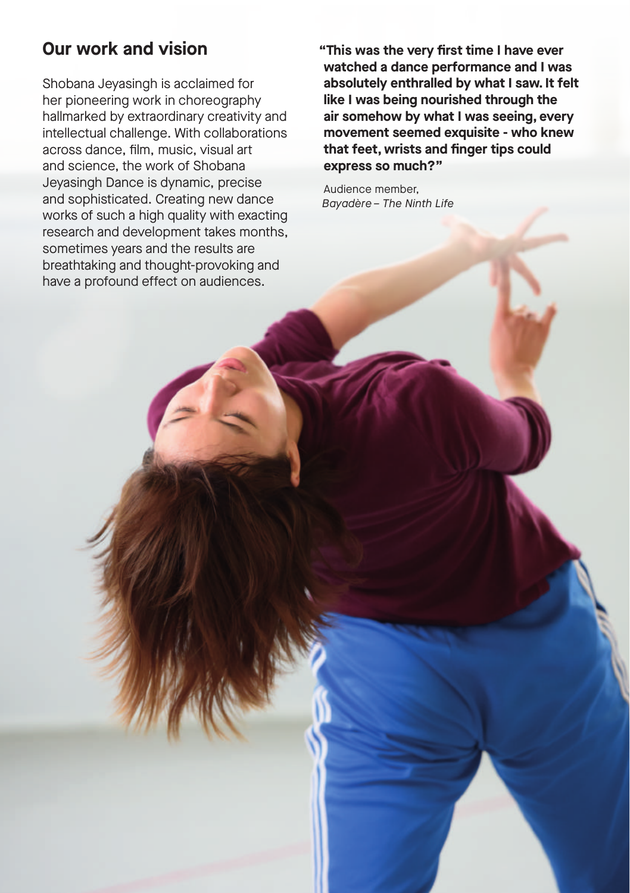## Our work and vision

Shobana Jeyasingh is acclaimed for her pioneering work in choreography hallmarked by extraordinary creativity and intellectual challenge. With collaborations across dance, film, music, visual art and science, the work of Shobana Jeyasingh Dance is dynamic, precise and sophisticated. Creating new dance works of such a high quality with exacting research and development takes months, sometimes years and the results are breathtaking and thought-provoking and have a profound effect on audiences.

**"This was the very first time I have ever watched a dance performance and I was absolutely enthralled by what I saw. It felt like I was being nourished through the air somehow by what I was seeing, every movement seemed exquisite - who knew that feet, wrists and finger tips could express so much?"**

Audience member,
*Bayadère – The Ninth Life*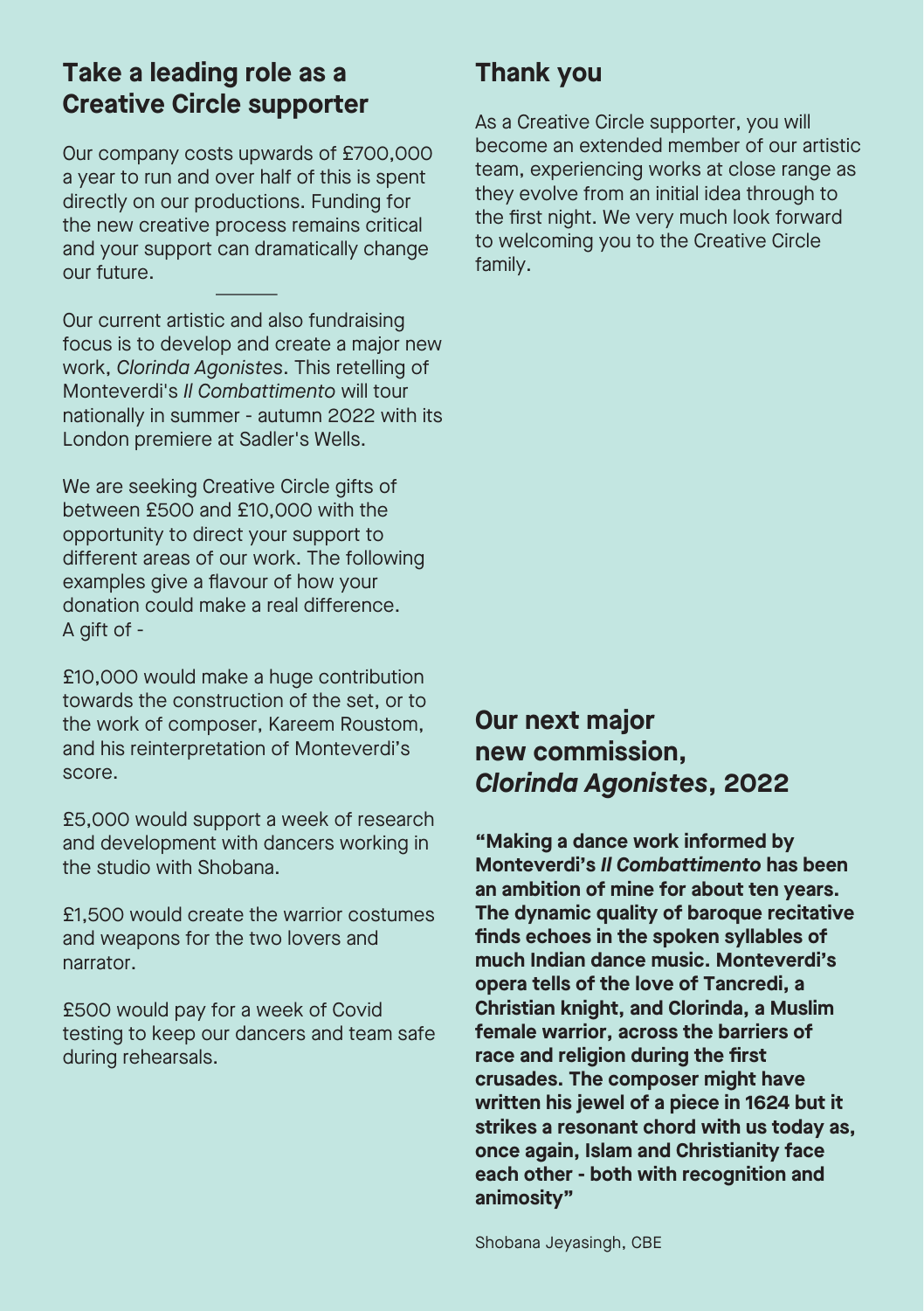## Take a leading role as a Creative Circle supporter

Our company costs upwards of £700,000 a year to run and over half of this is spent directly on our productions. Funding for the new creative process remains critical and your support can dramatically change our future.

---

Our current artistic and also fundraising focus is to develop and create a major new work, *Clorinda Agonistes*. This retelling of Monteverdi's *Il Combattimento* will tour nationally in summer - autumn 2022 with its London premiere at Sadler's Wells.

We are seeking Creative Circle gifts of between £500 and £10,000 with the opportunity to direct your support to different areas of our work. The following examples give a flavour of how your donation could make a real difference. A gift of -

£10,000 would make a huge contribution towards the construction of the set, or to the work of composer, Kareem Roustom, and his reinterpretation of Monteverdi's score.

£5,000 would support a week of research and development with dancers working in the studio with Shobana.

£1,500 would create the warrior costumes and weapons for the two lovers and narrator.

£500 would pay for a week of Covid testing to keep our dancers and team safe during rehearsals.

## Thank you

As a Creative Circle supporter, you will become an extended member of our artistic team, experiencing works at close range as they evolve from an initial idea through to the first night. We very much look forward to welcoming you to the Creative Circle family.

## Our next major new commission, *Clorinda Agonistes*, 2022

**"Making a dance work informed by Monteverdi's *Il Combattimento* has been an ambition of mine for about ten years. The dynamic quality of baroque recitative finds echoes in the spoken syllables of much Indian dance music. Monteverdi's opera tells of the love of Tancredi, a Christian knight, and Clorinda, a Muslim female warrior, across the barriers of race and religion during the first crusades. The composer might have written his jewel of a piece in 1624 but it strikes a resonant chord with us today as, once again, Islam and Christianity face each other - both with recognition and animosity"**

Shobana Jeyasingh, CBE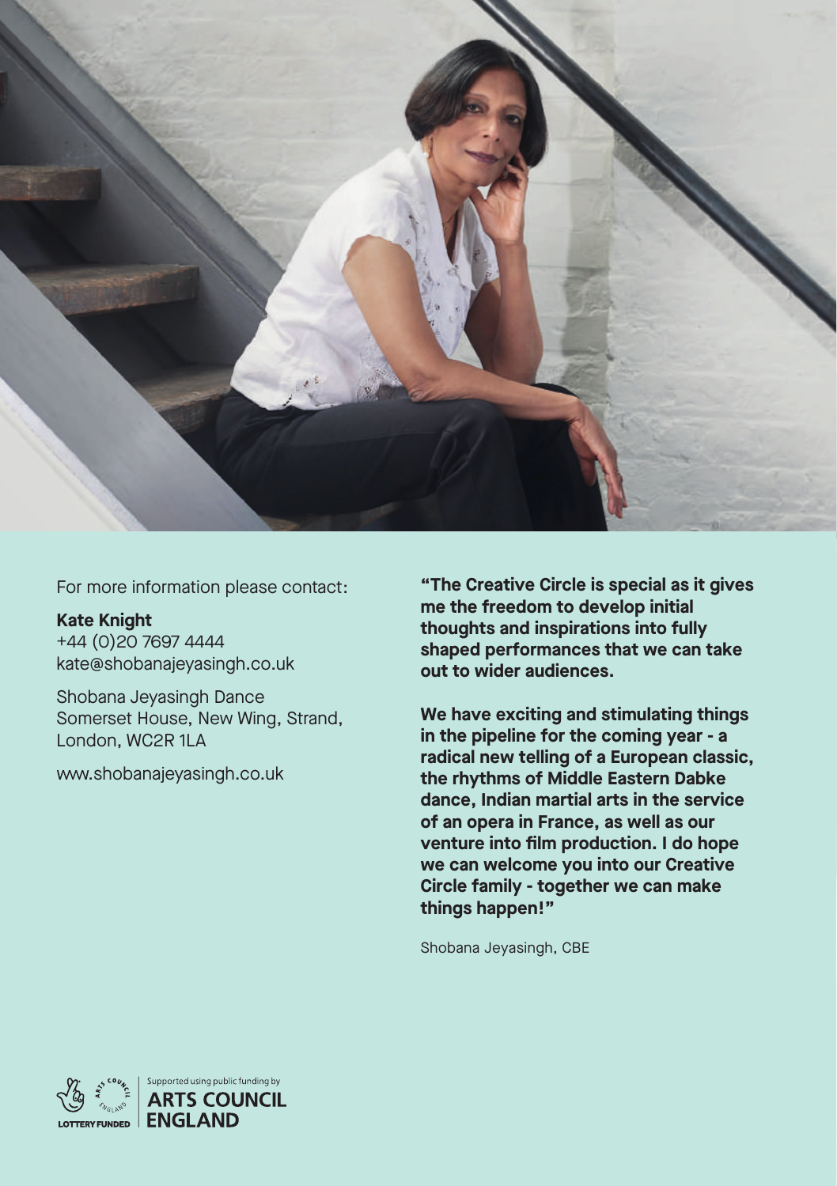For more information please contact:

**Kate Knight**
+44 (0)20 7697 4444
kate@shobanajeyasingh.co.uk

Shobana Jeyasingh Dance
Somerset House, New Wing, Strand,
London, WC2R 1LA

www.shobanajeyasingh.co.uk

**"The Creative Circle is special as it gives me the freedom to develop initial thoughts and inspirations into fully shaped performances that we can take out to wider audiences.**

**We have exciting and stimulating things in the pipeline for the coming year - a radical new telling of a European classic, the rhythms of Middle Eastern Dabke dance, Indian martial arts in the service of an opera in France, as well as our venture into film production. I do hope we can welcome you into our Creative Circle family - together we can make things happen!"**

Shobana Jeyasingh, CBE

LOTTERY FUNDED

Supported using public funding by
ARTS COUNCIL ENGLAND